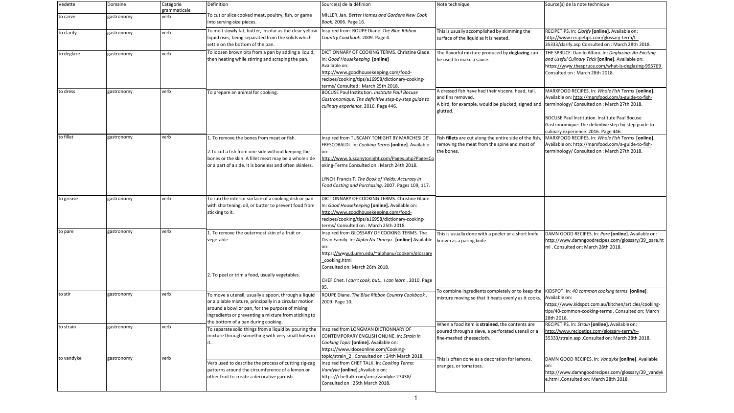| Vedette | Domaine | Catégorie grammaticale | Définition | Source(s) de la défnion | Note technique | Source(s) de la note technique |
|---|---|---|---|---|---|---|
| to carve | gastronomy | verb | To cut or slice cooked meat, poultry, fish, or game into serving-size pieces. | MILLER, Jan. *Better Homes and Gardens New Cook Book*. 2006. Page 16. | | |
| to clarify | gastronomy | verb | To melt slowly fat, butter, insofar as the clear yellow liquid rises, being separated from the solids which settle on the bottom of the pan. | Inspired from: ROUPE Diane. *The Blue Ribbon Country Cookbook*. 2009. Page 4. | This is usually accomplished by skimming the surface of the liquid as it is heated. | RECIPETIPS. In: *Clarify* **[online].** Available on: http://www.recipetips.com/glossary-term/t--35333/clarify.asp Consulted on : March 28th 2018. |
| to deglaze | gastronomy | verb | To loosen brown bits from a pan by adding a liquid, then heating while stirring and scraping the pan. | DICTIONNARY OF COOKING TERMS. Christine Glade. In: *Good Housekeeping* **[online]** Available on: http://www.goodhousekeeping.com/food-recipes/cooking/tips/a16958/dictionary-cooking-terms/ Consulted : March 25th 2018. | The flavorful mixture produced by **deglazing** can be used to make a sauce. | THE SPRUCE. Danilo Alfaro. In: *Deglazing: An Exciting and Useful Culinary Trick* **[online]**. Available on: https://www.thespruce.com/what-is-deglazing-995769 . Consulted on : March 28th 2018. |
| to dress | gastronomy | verb | To prepare an animal for cooking. | BOCUSE Paul Institution. *Institute Paul Bocuse Gastronomique: The definitive step-by-step guide to culinary experience*. 2016. Page 446. | A dressed fish have had their viscera, head, tail, and fins removed.<br>A bird, for example, would be plucked, signed and glutted. | MARXFOOD RECIPES. In: *Whole Fish Terms* **[online]**. Available on: http://marxfood.com/a-guide-to-fish-terminology/ Consulted on : March 27th 2018.<br><br>BOCUSE Paul Institution. Institute Paul Bocuse Gastronomique: The definitive step-by-step guide to culinary experience. 2016. Page 446. |
| to fillet | gastronomy | verb | 1. To remove the bones from meat or fish.<br><br>2.To cut a fish from one side without keeping the bones or the skin. A fillet meat may be a whole side or a part of a side. It is boneless and often skinless. | Inspired from TUSCANY TONIGHT BY MARCHESI DE' FRESCOBALDI. In: *Cooking Terms* **[online]**. Available on: http://www.tuscanytonight.com/Pages.php?Page=Cooking-Terms Consulted on : March 24th 2018.<br><br>LYNCH Francis T. *The Book of Yields: Accuracy in Food Costing and Purchasing*. 2007. Pages 109, 117. | Fish **fillets** are cut along the entire side of the fish, removing the meat from the spine and most of the bones. | MARXFOOD RECIPES. In: *Whole Fish Terms* **[online]**. Available on: http://marxfood.com/a-guide-to-fish-terminology/ Consulted on : March 27th 2018. |
| to grease | gastronomy | verb | To rub the interior surface of a cooking dish or pan with shortening, oil, or butter to prevent food from sticking to it. | DICTIONNARY OF COOKING TERMS. Christine Glade. In: *Good Housekeeping* **[online].** Available on: http://www.goodhousekeeping.com/food-recipes/cooking/tips/a16958/dictionary-cooking-terms/ Consulted on : March 25th 2018. | | |
| to pare | gastronomy | verb | 1. To remove the outermost skin of a fruit or vegetable.<br><br>2. To peel or trim a food, usually vegetables. | Inspired from GLOSSARY OF COOKING TERMS. The Dean Family. In: *Alpha Nu Omega* . **[online]** Available on: https://www.d.umn.edu/~alphanu/cookery/glossary_cooking.html Consulted on: March 26th 2018.<br><br>CHEF Chet. *I can't cook, but… I can learn* . 2010. Page 95. | This is usually done with a peeler or a short knife known as a paring knife. | DAMN GOOD RECIPES. In: *Pare* **[online]**. Available on: http://www.damngoodrecipes.com/glossary/39_pare.html . Consulted on: March 28th 2018. |
| to stir | gastronomy | verb | To move a utensil, usually a spoon, through a liquid or a pliable mixture, principally in a circular motion around a bowl or pan, for the purpose of mixing ingredients or preventing a mixture from sticking to the bottom of a pan during cooking. | ROUPE Diane. *The Blue Ribbon Country Cookbook* . 2009. Page 10. | To combine ingredients completely or to keep the mixture moving so that it heats evenly as it cooks. | KIDSPOT. In: *40 common cooking terms* **[online]**. Available on: https://www.kidspot.com.au/kitchen/articles/cooking-tips/40-common-cooking-terms . Consulted on; March 28th 2018. |
| to strain | gastronomy | verb | To separate solid things from a liquid by pouring the mixture through something with very small holes in it. | Inspired from LONGMAN DICTIONNARY OF CONTEMPORARY ENGLISH ONLINE. In: *Strain in Cooking Topic* **[online].** Available on: https://www.ldoceonline.com/Cooking-topic/strain_2 . Consulted on : 24th March 2018. | When a food item is **strained**, the contents are poured through a sieve, a perforated utensil or a fine-meshed cheesecloth. | RECIPETIPS. In: *Strain* **[online].** Available on: http://www.recipetips.com/glossary-term/t--35333/strain.asp .Consulted on: March 28th 2018. |
| to vandyke | gastronomy | verb | Verb used to describe the process of cutting zig-zag patterns around the circumference of a lemon or other fruit to create a decorative garnish. | Inspired from CHEF TALK. In: *Cooking Terms: Vandyke* **[online]** .;Available on: https://cheftalk.com/ams/vandyke.27438/ . Consulted on : 25th March 2018. | This is often done as a decoration for lemons, oranges, or tomatoes. | DAMN GOOD RECIPES. In: *Vandyke* **[online]**. Available on: http://www.damngoodrecipes.com/glossary/39_vandyke.html .Consulted on: March 28th 2018. |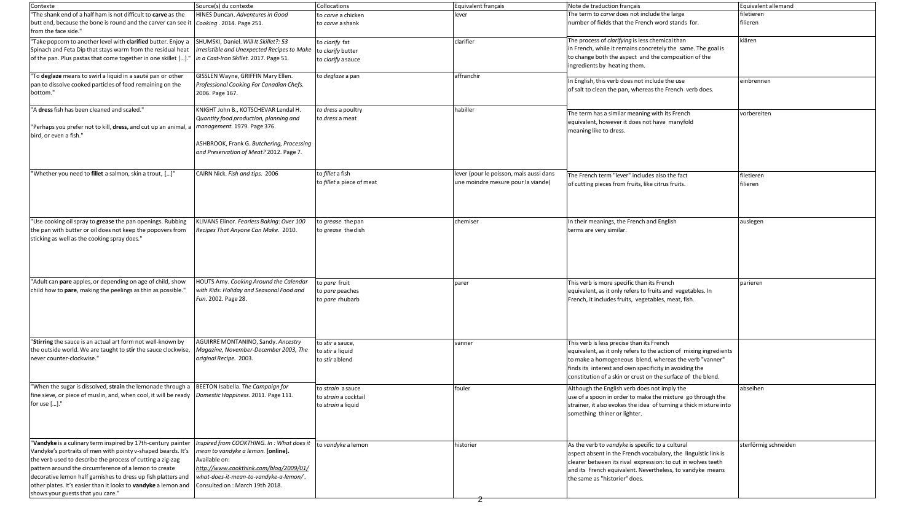| Contexte | Source(s) du contexte | Collocations | Equivalent français | Note de traduction français | Equivalent allemand |
|---|---|---|---|---|---|
| "The shank end of a half ham is not difficult to **carve** as the butt end, because the bone is round and the carver can see it from the face side." | HINES Duncan. *Adventures in Good Cooking*. 2014. Page 251. | to *carve* a chicken<br>to *carve* a shank | lever | The term to *carve* does not include the large number of fields that the French word stands for. | filetieren<br>filieren |
| "Take popcorn to another level with **clarified** butter. Enjoy a Spinach and Feta Dip that stays warm from the residual heat of the pan. Plus pastas that come together in one skillet [...]." | SHUMSKI, Daniel. *Will It Skillet?: 53 Irresistible and Unexpected Recipes to Make in a Cast-Iron Skillet*. 2017. Page 51. | to *clarify* fat<br>to *clarify* butter<br>to *clarify* a sauce | clarifier | The process of *clarifying* is less chemical than in French, while it remains concretely the same. The goal is to change both the aspect and the composition of the ingredients by heating them. | klären |
| "To **deglaze** means to swirl a liquid in a sauté pan or other pan to dissolve cooked particles of food remaining on the bottom." | GISSLEN Wayne, GRIFFIN Mary Ellen. *Professional Cooking For Canadian Chefs*. 2006. Page 167. | to *deglaze* a pan | affranchir | In English, this verb does not include the use of salt to clean the pan, whereas the French verb does. | einbrennen |
| "A **dress** fish has been cleaned and scaled."<br><br>"Perhaps you prefer not to kill, **dress,** and cut up an animal, a bird, or even a fish." | KNIGHT John B., KOTSCHEVAR Lendal H. *Quantity food production, planning and management*. 1979. Page 376.<br><br>ASHBROOK, Frank G. *Butchering, Processing and Preservation of Meat?* 2012. Page 7. | *to dress* a poultry<br>to *dress* a meat | habiller | The term has a similar meaning with its French equivalent, however it does not have manyfold meaning like to dress. | vorbereiten |
| "Whether you need to **fillet** a salmon, skin a trout, [...]" | CAIRN Nick. *Fish and tips*. 2006 | to *fillet* a fish<br>to *fillet* a piece of meat | lever (pour le poisson, mais aussi dans une moindre mesure pour la viande) | The French term "lever" includes also the fact of cutting pieces from fruits, like citrus fruits. | filetieren<br>filieren |
| "Use cooking oil spray to **grease** the pan openings. Rubbing the pan with butter or oil does not keep the popovers from sticking as well as the cooking spray does." | KLIVANS Elinor. *Fearless Baking: Over 100 Recipes That Anyone Can Make*. 2010. | to *grease* the pan<br>to *grease* the dish | chemiser | In their meanings, the French and English terms are very similar. | auslegen |
| "Adult can **pare** apples, or depending on age of child, show child how to **pare**, making the peelings as thin as possible." | HOUTS Amy. *Cooking Around the Calendar with Kids: Holiday and Seasonal Food and Fun*. 2002. Page 28. | to *pare* fruit<br>to *pare* peaches<br>to *pare* rhubarb | parer | This verb is more specific than its French equivalent, as it only refers to fruits and vegetables. In French, it includes fruits, vegetables, meat, fish. | parieren |
| "**Stirring** the sauce is an actual art form not well-known by the outside world. We are taught to **stir** the sauce clockwise, never counter-clockwise." | AGUIRRE MONTANINO, Sandy. *Ancestry Magazine, November-December 2003, The original Recipe*. 2003. | to *stir* a sauce,<br>to *stir* a liquid<br>to *stir* a blend | vanner | This verb is less precise than its French equivalent, as it only refers to the action of mixing ingredients to make a homogeneous blend, whereas the verb "vanner" finds its interest and own specificity in avoiding the constitution of a skin or crust on the surface of the blend. | |
| "When the sugar is dissolved, **strain** the lemonade through a fine sieve, or piece of muslin, and, when cool, it will be ready for use [...]." | BEETON Isabella. *The Campaign for Domestic Happiness*. 2011. Page 111. | to *strain* a sauce<br>to *strain* a cocktail<br>to *strain* a liquid | fouler | Although the English verb does not imply the use of a spoon in order to make the mixture go through the strainer, it also evokes the idea of turning a thick mixture into something thiner or lighter. | abseihen |
| "**Vandyke** is a culinary term inspired by 17th-century painter Vandyke's portraits of men with pointy v-shaped beards. It's the verb used to describe the process of cutting a zig-zag pattern around the circumference of a lemon to create decorative lemon half garnishes to dress up fish platters and other plates. It's easier than it looks to **vandyke** a lemon and shows your guests that you care." | *Inspired from* COOKTHING. *In* : *What does it mean to vandyke a lemon.* **[online].** Available on: http://www.cookthink.com/blog/2009/01/what-does-it-mean-to-vandyke-a-lemon/. Consulted on : March 19th 2018. | to *vandyke* a lemon | historier | As the verb to *vandyke* is specific to a cultural aspect absent in the French vocabulary, the linguistic link is clearer between its rival expression: to cut in wolves teeth and its French equivalent. Nevertheless, to vandyke means the same as "historier" does. | sterförmig schneiden |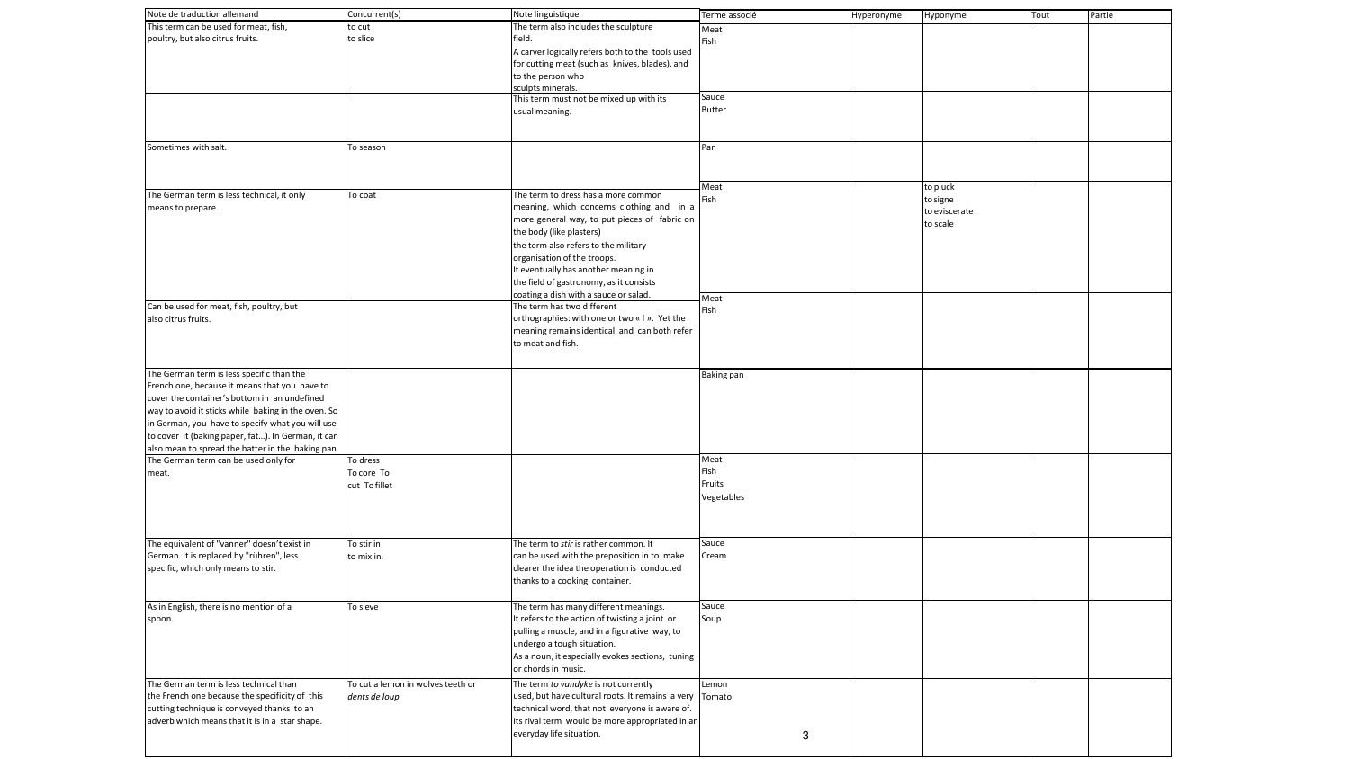| Note de traduction allemand | Concurrent(s) | Note linguistique | Terme associé | Hyperonyme | Hyponyme | Tout | Partie |
|---|---|---|---|---|---|---|---|
| This term can be used for meat, fish, poultry, but also citrus fruits. | to cut<br>to slice | The term also includes the sculpture field.<br>A carver logically refers both to the tools used for cutting meat (such as knives, blades), and to the person who sculpts minerals. | Meat<br>Fish | | | | |
| | | This term must not be mixed up with its usual meaning. | Sauce<br>Butter | | | | |
| Sometimes with salt. | To season | | Pan | | | | |
| The German term is less technical, it only means to prepare. | To coat | The term to dress has a more common meaning, which concerns clothing and in a more general way, to put pieces of fabric on the body (like plasters)<br>the term also refers to the military organisation of the troops.<br>It eventually has another meaning in the field of gastronomy, as it consists coating a dish with a sauce or salad. | Meat<br>Fish | | to pluck<br>to signe<br>to eviscerate<br>to scale | | |
| Can be used for meat, fish, poultry, but also citrus fruits. | | The term has two different orthographies: with one or two « l ». Yet the meaning remains identical, and can both refer to meat and fish. | Meat<br>Fish | | | | |
| The German term is less specific than the French one, because it means that you have to cover the container's bottom in an undefined way to avoid it sticks while baking in the oven. So in German, you have to specify what you will use to cover it (baking paper, fat…). In German, it can also mean to spread the batter in the baking pan. | | | Baking pan | | | | |
| The German term can be used only for meat. | To dress<br>To core To cut To fillet | | Meat<br>Fish<br>Fruits<br>Vegetables | | | | |
| The equivalent of "vanner" doesn't exist in German. It is replaced by "rühren", less specific, which only means to stir. | To stir in<br>to mix in. | The term to *stir* is rather common. It can be used with the preposition in to make clearer the idea the operation is conducted thanks to a cooking container. | Sauce<br>Cream | | | | |
| As in English, there is no mention of a spoon. | To sieve | The term has many different meanings.<br>It refers to the action of twisting a joint or pulling a muscle, and in a figurative way, to undergo a tough situation.<br>As a noun, it especially evokes sections, tuning or chords in music. | Sauce<br>Soup | | | | |
| The German term is less technical than the French one because the specificity of this cutting technique is conveyed thanks to an adverb which means that it is in a star shape. | To cut a lemon in wolves teeth or *dents de loup* | The term *to vandyke* is not currently used, but have cultural roots. It remains a very technical word, that not everyone is aware of. Its rival term would be more appropriated in an everyday life situation. | Lemon<br>Tomato | | | | |